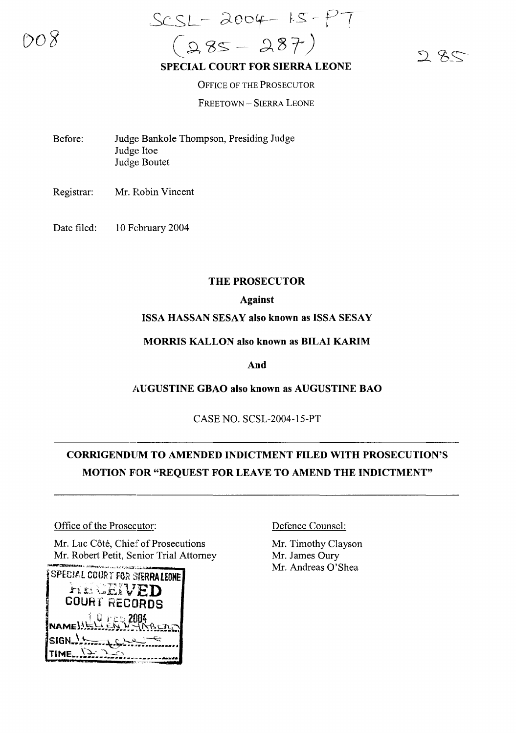SCSL-2004-15-PT
(285-287)

# SPECIAL COURT FOR SIERRA LEONE

OFFICE OF THE PROSECUTOR

FREETOWN – SIERRA LEONE

Before: Judge Bankole Thompson, Presiding Judge
Judge Itoe
Judge Boutet

Registrar: Mr. Robin Vincent

Date filed: 10 February 2004

**THE PROSECUTOR**

**Against**

**ISSA HASSAN SESAY also known as ISSA SESAY**

**MORRIS KALLON also known as BILAI KARIM**

**And**

**AUGUSTINE GBAO also known as AUGUSTINE BAO**

CASE NO. SCSL-2004-15-PT

---

## CORRIGENDUM TO AMENDED INDICTMENT FILED WITH PROSECUTION'S MOTION FOR "REQUEST FOR LEAVE TO AMEND THE INDICTMENT"

---

Office of the Prosecutor:

Mr. Luc Côté, Chief of Prosecutions
Mr. Robert Petit, Senior Trial Attorney

Defence Counsel:

Mr. Timothy Clayson
Mr. James Oury
Mr. Andreas O'Shea

SPECIAL COURT FOR SIERRA LEONE
RECEIVED
COURT RECORDS
10 FEB 2004
NAME ...
SIGN ...
TIME ...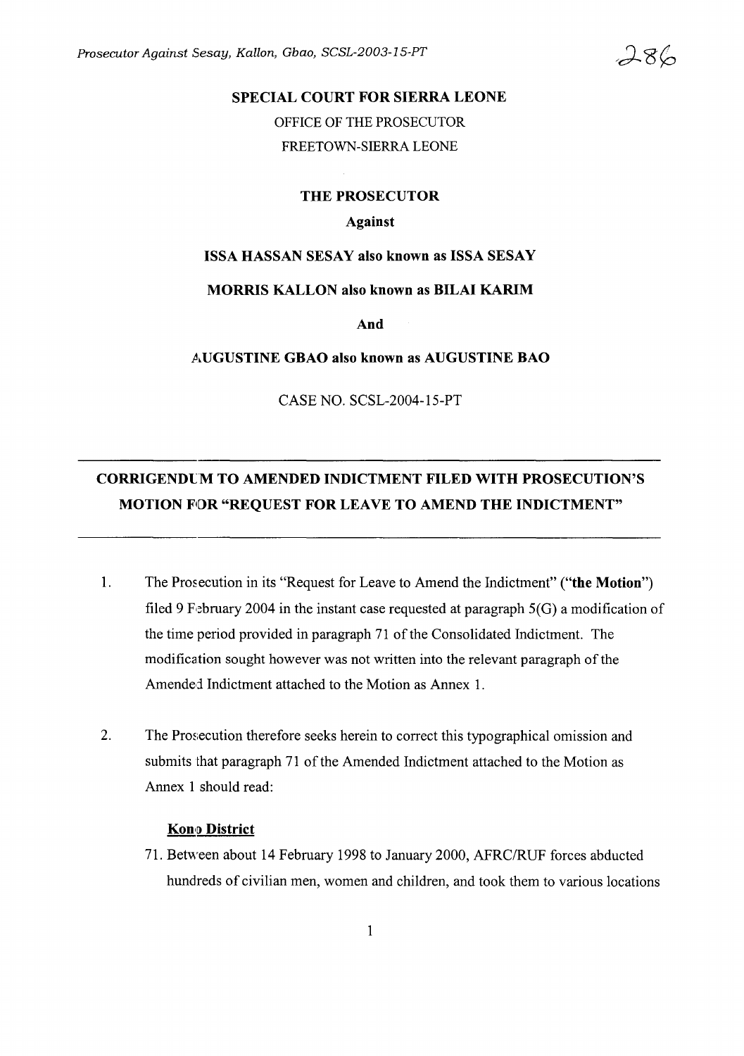# SPECIAL COURT FOR SIERRA LEONE

OFFICE OF THE PROSECUTOR

FREETOWN-SIERRA LEONE

**THE PROSECUTOR**

**Against**

**ISSA HASSAN SESAY also known as ISSA SESAY**

**MORRIS KALLON also known as BILAI KARIM**

**And**

**AUGUSTINE GBAO also known as AUGUSTINE BAO**

CASE NO. SCSL-2004-15-PT

---

## CORRIGENDUM TO AMENDED INDICTMENT FILED WITH PROSECUTION'S MOTION FOR "REQUEST FOR LEAVE TO AMEND THE INDICTMENT"

---

1. The Prosecution in its "Request for Leave to Amend the Indictment" (**"the Motion"**) filed 9 February 2004 in the instant case requested at paragraph 5(G) a modification of the time period provided in paragraph 71 of the Consolidated Indictment. The modification sought however was not written into the relevant paragraph of the Amended Indictment attached to the Motion as Annex 1.

2. The Prosecution therefore seeks herein to correct this typographical omission and submits that paragraph 71 of the Amended Indictment attached to the Motion as Annex 1 should read:

   **Kono District**

   71. Between about 14 February 1998 to January 2000, AFRC/RUF forces abducted hundreds of civilian men, women and children, and took them to various locations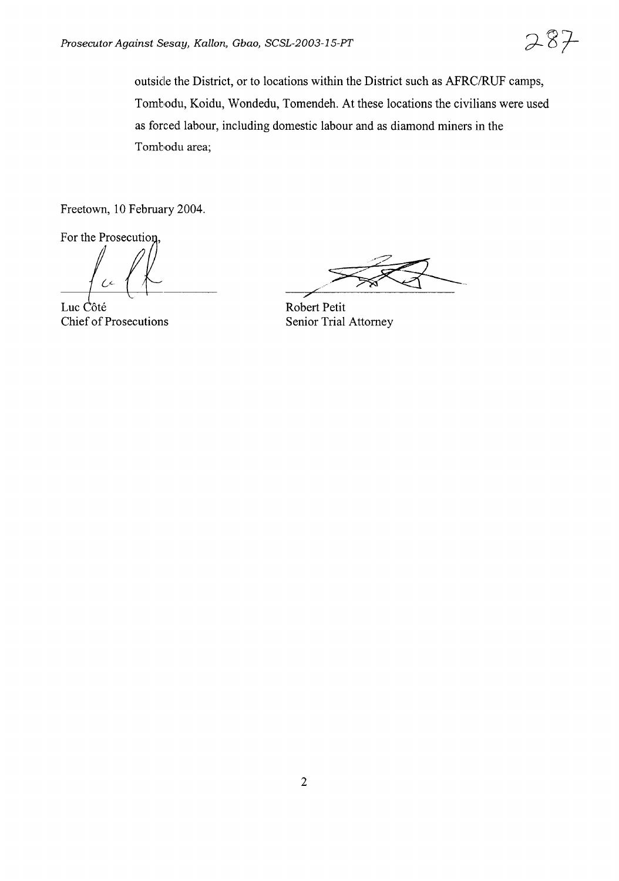outside the District, or to locations within the District such as AFRC/RUF camps, Tombodu, Koidu, Wondedu, Tomendeh. At these locations the civilians were used as forced labour, including domestic labour and as diamond miners in the Tombodu area;

Freetown, 10 February 2004.

For the Prosecution,

Luc Côté
Chief of Prosecutions

Robert Petit
Senior Trial Attorney